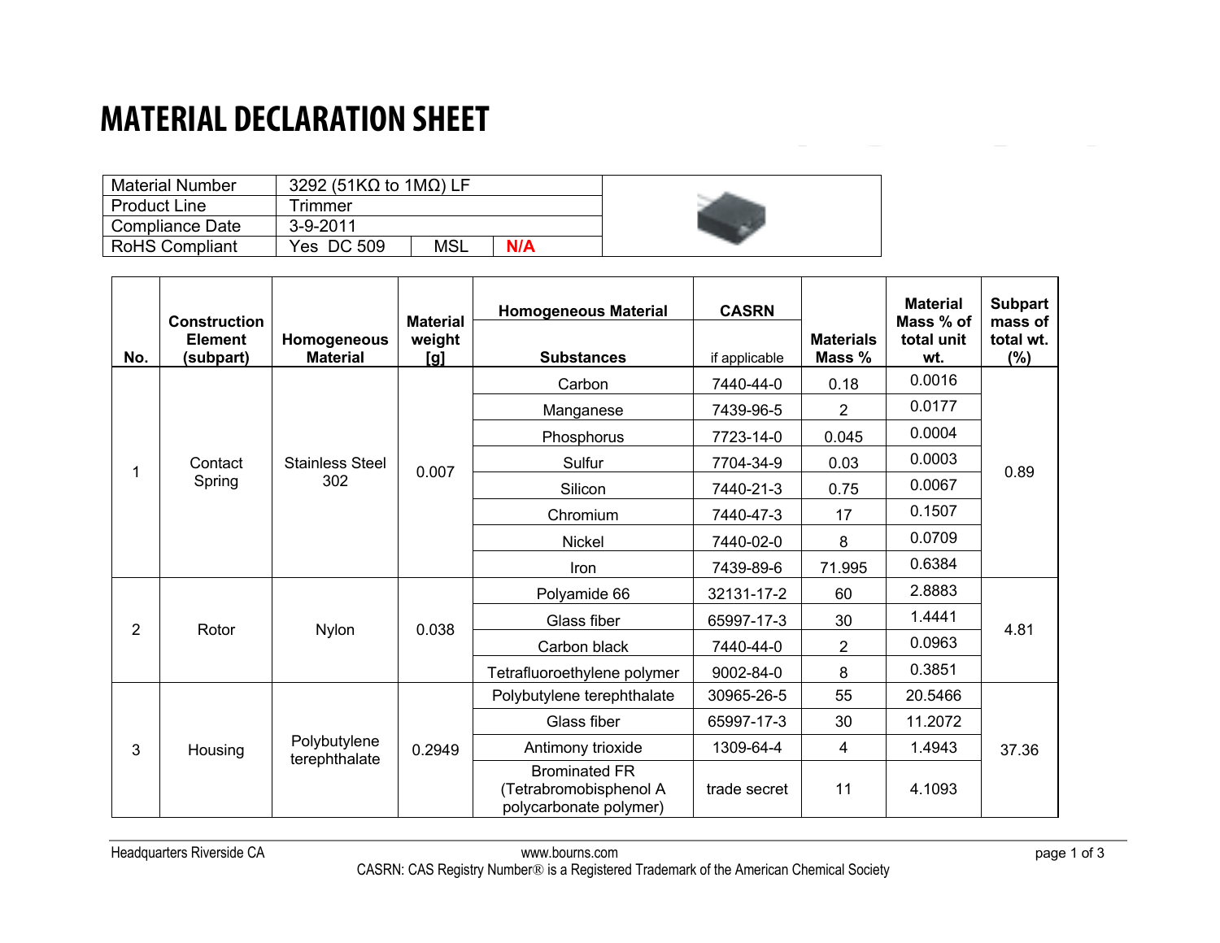# MATERIAL DECLARATION SHEET

| Material Number | 3292 (51KΩ to 1MΩ) LF | | |
|---|---|---|---|
| Product Line | Trimmer | | |
| Compliance Date | 3-9-2011 | | |
| RoHS Compliant | Yes DC 509 | MSL | **N/A** |

| No. | Construction Element (subpart) | Homogeneous Material | Material weight [g] | Homogeneous Material / Substances | CASRN if applicable | Materials Mass % | Material Mass % of total unit wt. | Subpart mass of total wt. (%) |
|---|---|---|---|---|---|---|---|---|
| 1 | Contact Spring | Stainless Steel 302 | 0.007 | Carbon | 7440-44-0 | 0.18 | 0.0016 | 0.89 |
| | | | | Manganese | 7439-96-5 | 2 | 0.0177 | |
| | | | | Phosphorus | 7723-14-0 | 0.045 | 0.0004 | |
| | | | | Sulfur | 7704-34-9 | 0.03 | 0.0003 | |
| | | | | Silicon | 7440-21-3 | 0.75 | 0.0067 | |
| | | | | Chromium | 7440-47-3 | 17 | 0.1507 | |
| | | | | Nickel | 7440-02-0 | 8 | 0.0709 | |
| | | | | Iron | 7439-89-6 | 71.995 | 0.6384 | |
| 2 | Rotor | Nylon | 0.038 | Polyamide 66 | 32131-17-2 | 60 | 2.8883 | 4.81 |
| | | | | Glass fiber | 65997-17-3 | 30 | 1.4441 | |
| | | | | Carbon black | 7440-44-0 | 2 | 0.0963 | |
| | | | | Tetrafluoroethylene polymer | 9002-84-0 | 8 | 0.3851 | |
| 3 | Housing | Polybutylene terephthalate | 0.2949 | Polybutylene terephthalate | 30965-26-5 | 55 | 20.5466 | 37.36 |
| | | | | Glass fiber | 65997-17-3 | 30 | 11.2072 | |
| | | | | Antimony trioxide | 1309-64-4 | 4 | 1.4943 | |
| | | | | Brominated FR (Tetrabromobisphenol A polycarbonate polymer) | trade secret | 11 | 4.1093 | |

Headquarters Riverside CA www.bourns.com

CASRN: CAS Registry Number® is a Registered Trademark of the American Chemical Society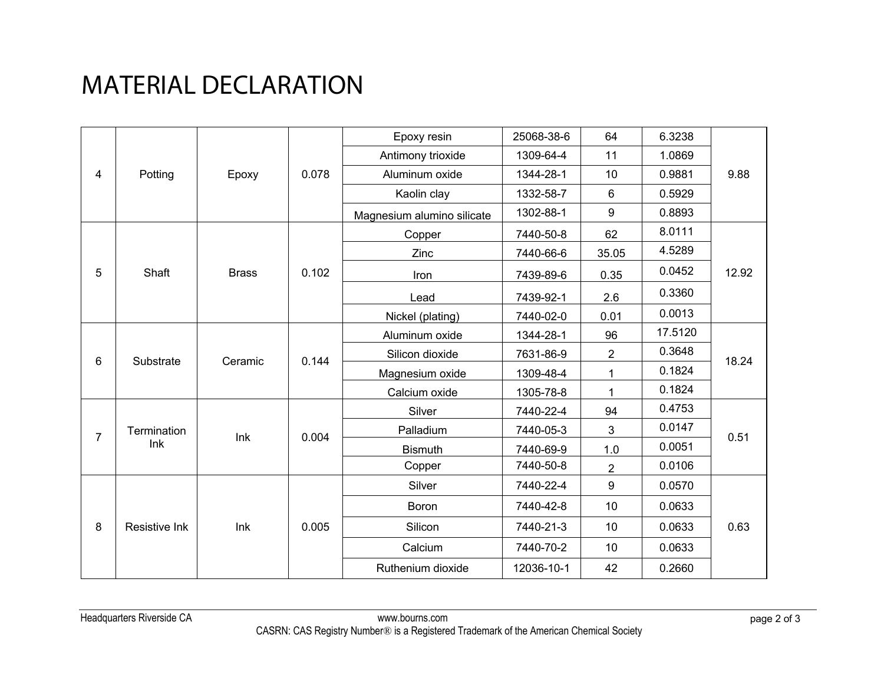# MATERIAL DECLARATION

| | | | | | | | | |
|---|---|---|---|---|---|---|---|---|
| 4 | Potting | Epoxy | 0.078 | Epoxy resin | 25068-38-6 | 64 | 6.3238 | 9.88 |
| | | | | Antimony trioxide | 1309-64-4 | 11 | 1.0869 | |
| | | | | Aluminum oxide | 1344-28-1 | 10 | 0.9881 | |
| | | | | Kaolin clay | 1332-58-7 | 6 | 0.5929 | |
| | | | | Magnesium alumino silicate | 1302-88-1 | 9 | 0.8893 | |
| 5 | Shaft | Brass | 0.102 | Copper | 7440-50-8 | 62 | 8.0111 | 12.92 |
| | | | | Zinc | 7440-66-6 | 35.05 | 4.5289 | |
| | | | | Iron | 7439-89-6 | 0.35 | 0.0452 | |
| | | | | Lead | 7439-92-1 | 2.6 | 0.3360 | |
| | | | | Nickel (plating) | 7440-02-0 | 0.01 | 0.0013 | |
| 6 | Substrate | Ceramic | 0.144 | Aluminum oxide | 1344-28-1 | 96 | 17.5120 | 18.24 |
| | | | | Silicon dioxide | 7631-86-9 | 2 | 0.3648 | |
| | | | | Magnesium oxide | 1309-48-4 | 1 | 0.1824 | |
| | | | | Calcium oxide | 1305-78-8 | 1 | 0.1824 | |
| 7 | Termination Ink | Ink | 0.004 | Silver | 7440-22-4 | 94 | 0.4753 | 0.51 |
| | | | | Palladium | 7440-05-3 | 3 | 0.0147 | |
| | | | | Bismuth | 7440-69-9 | 1.0 | 0.0051 | |
| | | | | Copper | 7440-50-8 | 2 | 0.0106 | |
| 8 | Resistive Ink | Ink | 0.005 | Silver | 7440-22-4 | 9 | 0.0570 | 0.63 |
| | | | | Boron | 7440-42-8 | 10 | 0.0633 | |
| | | | | Silicon | 7440-21-3 | 10 | 0.0633 | |
| | | | | Calcium | 7440-70-2 | 10 | 0.0633 | |
| | | | | Ruthenium dioxide | 12036-10-1 | 42 | 0.2660 | |

Headquarters Riverside CA | www.bourns.com

CASRN: CAS Registry Number® is a Registered Trademark of the American Chemical Society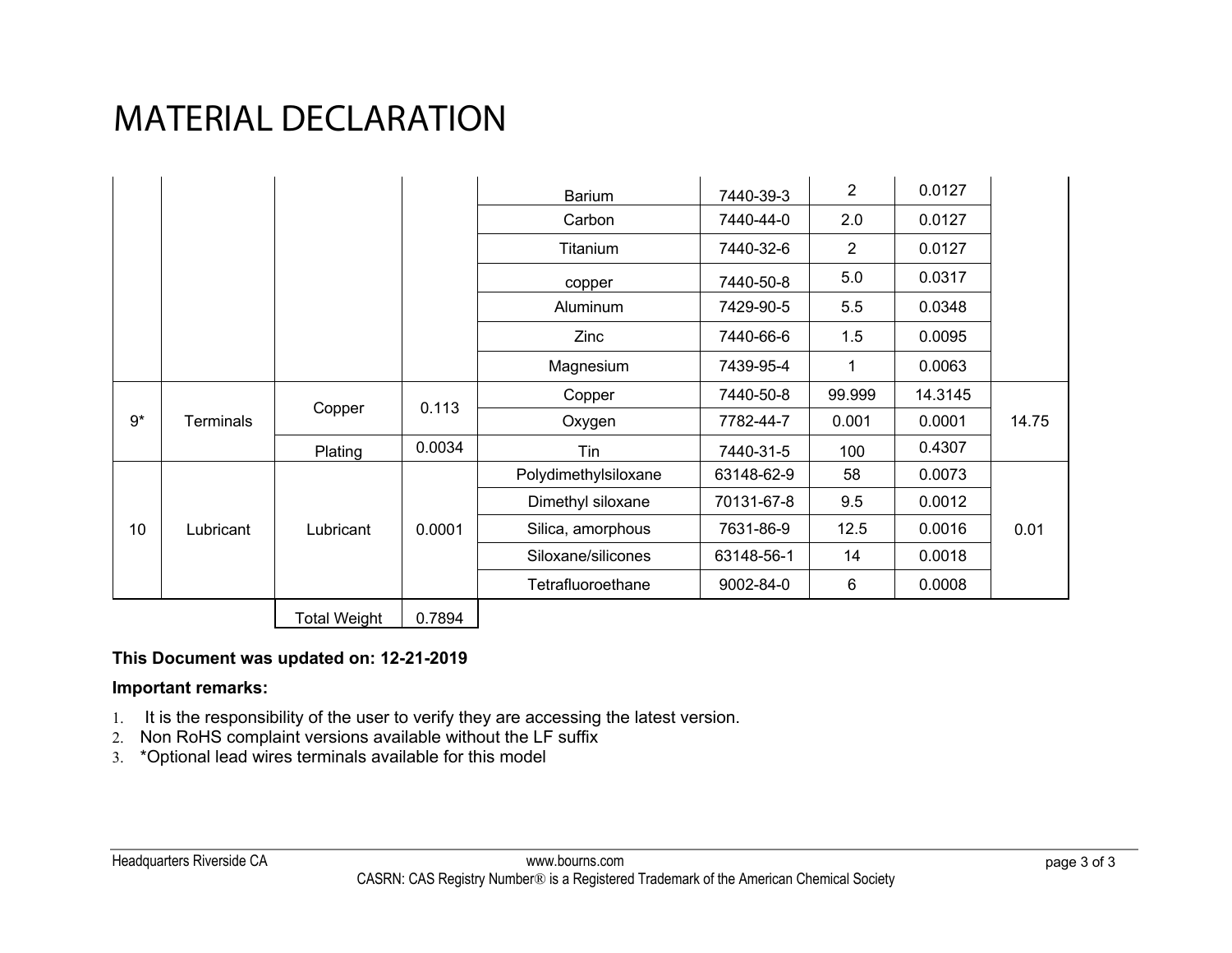# MATERIAL DECLARATION

| | | | | | | | | |
|---|---|---|---|---|---|---|---|---|
| | | | | Barium | 7440-39-3 | 2 | 0.0127 | |
| | | | | Carbon | 7440-44-0 | 2.0 | 0.0127 | |
| | | | | Titanium | 7440-32-6 | 2 | 0.0127 | |
| | | | | copper | 7440-50-8 | 5.0 | 0.0317 | |
| | | | | Aluminum | 7429-90-5 | 5.5 | 0.0348 | |
| | | | | Zinc | 7440-66-6 | 1.5 | 0.0095 | |
| | | | | Magnesium | 7439-95-4 | 1 | 0.0063 | |
| 9* | Terminals | Copper | 0.113 | Copper | 7440-50-8 | 99.999 | 14.3145 | 14.75 |
| | | | | Oxygen | 7782-44-7 | 0.001 | 0.0001 | |
| | | Plating | 0.0034 | Tin | 7440-31-5 | 100 | 0.4307 | |
| 10 | Lubricant | Lubricant | 0.0001 | Polydimethylsiloxane | 63148-62-9 | 58 | 0.0073 | 0.01 |
| | | | | Dimethyl siloxane | 70131-67-8 | 9.5 | 0.0012 | |
| | | | | Silica, amorphous | 7631-86-9 | 12.5 | 0.0016 | |
| | | | | Siloxane/silicones | 63148-56-1 | 14 | 0.0018 | |
| | | | | Tetrafluoroethane | 9002-84-0 | 6 | 0.0008 | |
| | | Total Weight | 0.7894 | | | | | |

**This Document was updated on: 12-21-2019**

**Important remarks:**

1. It is the responsibility of the user to verify they are accessing the latest version.
2. Non RoHS complaint versions available without the LF suffix
3. *Optional lead wires terminals available for this model

Headquarters Riverside CA www.bourns.com

CASRN: CAS Registry Number® is a Registered Trademark of the American Chemical Society